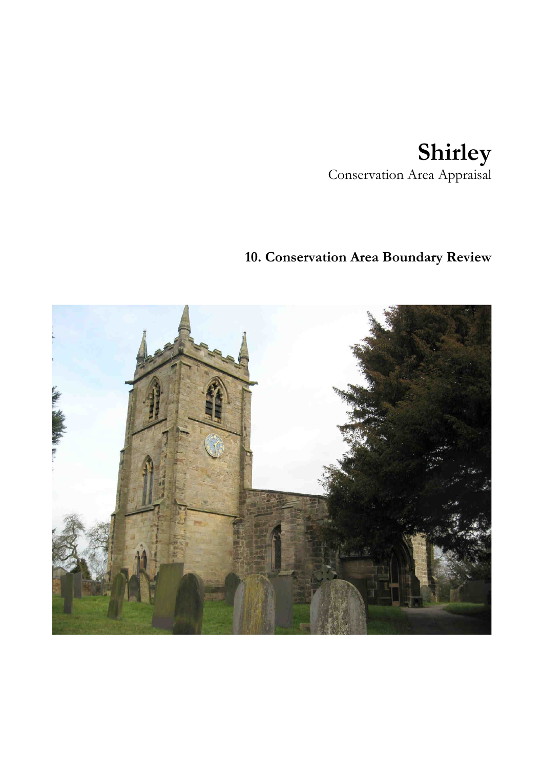# Shirley

Conservation Area Appraisal

## 10. Conservation Area Boundary Review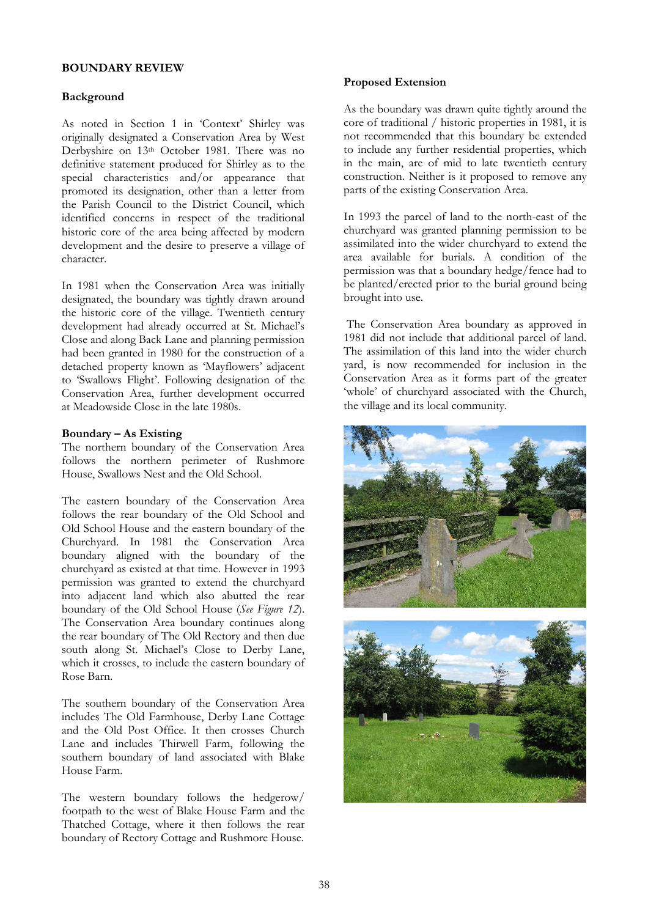## BOUNDARY REVIEW

### Background

As noted in Section 1 in 'Context' Shirley was originally designated a Conservation Area by West Derbyshire on 13th October 1981. There was no definitive statement produced for Shirley as to the special characteristics and/or appearance that promoted its designation, other than a letter from the Parish Council to the District Council, which identified concerns in respect of the traditional historic core of the area being affected by modern development and the desire to preserve a village of character.

In 1981 when the Conservation Area was initially designated, the boundary was tightly drawn around the historic core of the village. Twentieth century development had already occurred at St. Michael's Close and along Back Lane and planning permission had been granted in 1980 for the construction of a detached property known as 'Mayflowers' adjacent to 'Swallows Flight'. Following designation of the Conservation Area, further development occurred at Meadowside Close in the late 1980s.

### Boundary – As Existing

The northern boundary of the Conservation Area follows the northern perimeter of Rushmore House, Swallows Nest and the Old School.

The eastern boundary of the Conservation Area follows the rear boundary of the Old School and Old School House and the eastern boundary of the Churchyard. In 1981 the Conservation Area boundary aligned with the boundary of the churchyard as existed at that time. However in 1993 permission was granted to extend the churchyard into adjacent land which also abutted the rear boundary of the Old School House (*See Figure 12*). The Conservation Area boundary continues along the rear boundary of The Old Rectory and then due south along St. Michael's Close to Derby Lane, which it crosses, to include the eastern boundary of Rose Barn.

The southern boundary of the Conservation Area includes The Old Farmhouse, Derby Lane Cottage and the Old Post Office. It then crosses Church Lane and includes Thirwell Farm, following the southern boundary of land associated with Blake House Farm.

The western boundary follows the hedgerow/ footpath to the west of Blake House Farm and the Thatched Cottage, where it then follows the rear boundary of Rectory Cottage and Rushmore House.

### Proposed Extension

As the boundary was drawn quite tightly around the core of traditional / historic properties in 1981, it is not recommended that this boundary be extended to include any further residential properties, which in the main, are of mid to late twentieth century construction. Neither is it proposed to remove any parts of the existing Conservation Area.

In 1993 the parcel of land to the north-east of the churchyard was granted planning permission to be assimilated into the wider churchyard to extend the area available for burials. A condition of the permission was that a boundary hedge/fence had to be planted/erected prior to the burial ground being brought into use.

The Conservation Area boundary as approved in 1981 did not include that additional parcel of land. The assimilation of this land into the wider church yard, is now recommended for inclusion in the Conservation Area as it forms part of the greater 'whole' of churchyard associated with the Church, the village and its local community.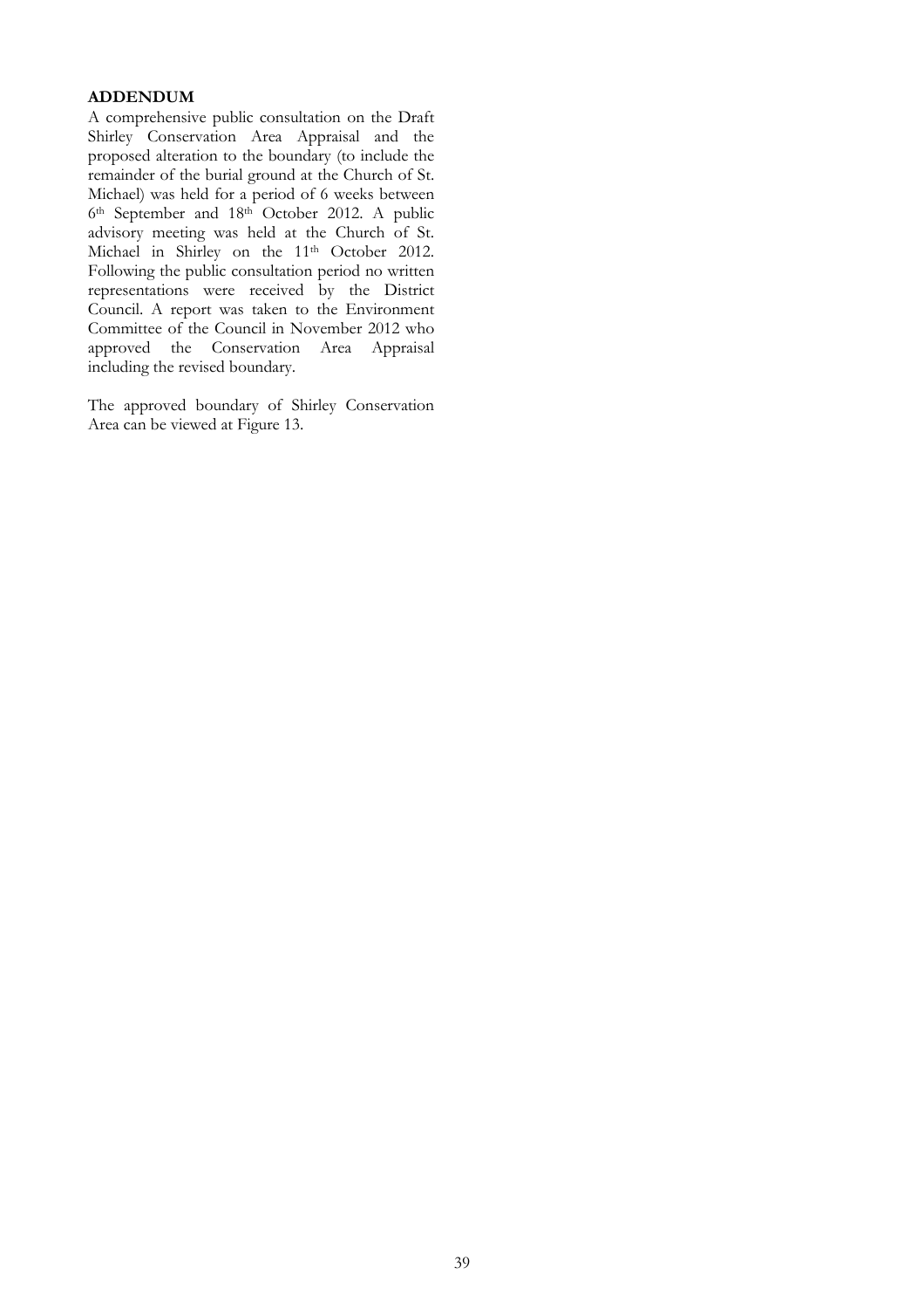## ADDENDUM

A comprehensive public consultation on the Draft Shirley Conservation Area Appraisal and the proposed alteration to the boundary (to include the remainder of the burial ground at the Church of St. Michael) was held for a period of 6 weeks between 6th September and 18th October 2012. A public advisory meeting was held at the Church of St. Michael in Shirley on the 11th October 2012. Following the public consultation period no written representations were received by the District Council. A report was taken to the Environment Committee of the Council in November 2012 who approved the Conservation Area Appraisal including the revised boundary.

The approved boundary of Shirley Conservation Area can be viewed at Figure 13.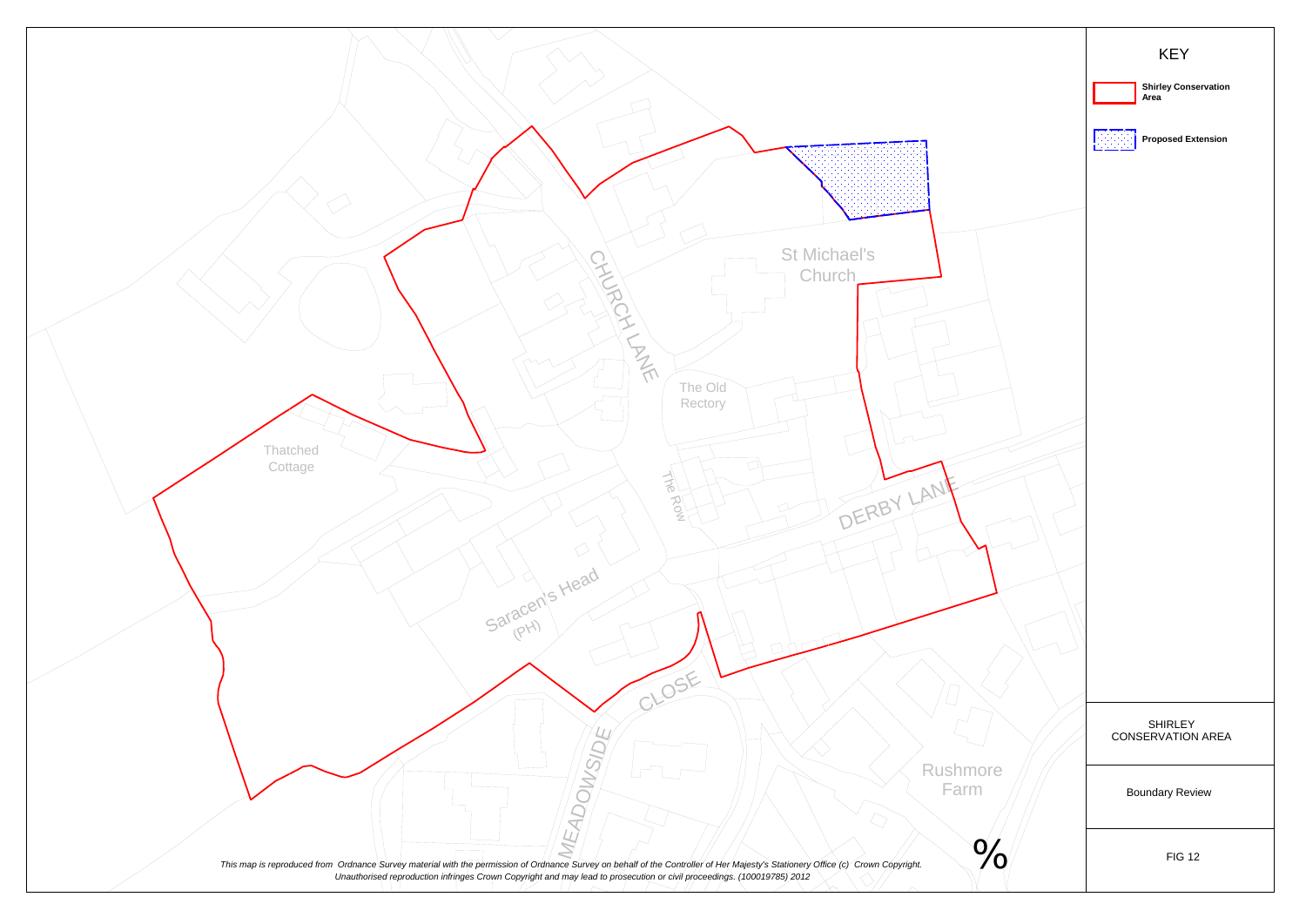KEY

Shirley Conservation Area

Proposed Extension

St Michael's Church

CHURCH LANE

The Old Rectory

Thatched Cottage

The Row

DERBY LANE

Saracen's Head (PH)

CLOSE

MEADOWSIDE

Rushmore Farm

*This map is reproduced from Ordnance Survey material with the permission of Ordnance Survey on behalf of the Controller of Her Majesty's Stationery Office (c) Crown Copyright. Unauthorised reproduction infringes Crown Copyright and may lead to prosecution or civil proceedings. (100019785) 2012*

SHIRLEY CONSERVATION AREA

Boundary Review

FIG 12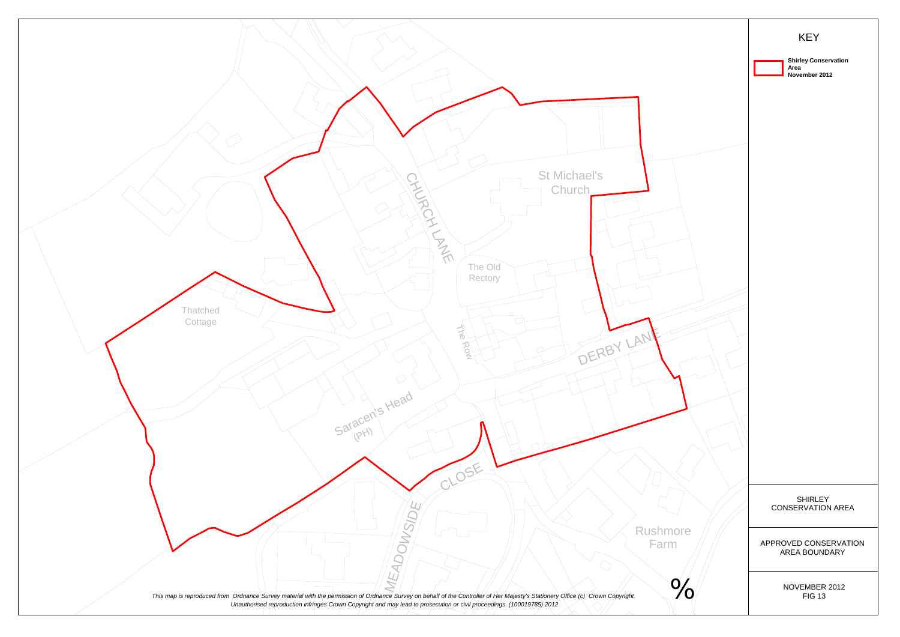KEY

**Shirley Conservation Area November 2012**

St Michael's Church

CHURCH LANE

The Old Rectory

Thatched Cottage

The Row

DERBY LANE

Saracen's Head (PH)

CLOSE

MEADOWSIDE

Rushmore Farm

SHIRLEY CONSERVATION AREA

APPROVED CONSERVATION AREA BOUNDARY

NOVEMBER 2012
FIG 13

*This map is reproduced from Ordnance Survey material with the permission of Ordnance Survey on behalf of the Controller of Her Majesty's Stationery Office (c) Crown Copyright. Unauthorised reproduction infringes Crown Copyright and may lead to prosecution or civil proceedings. (100019785) 2012*